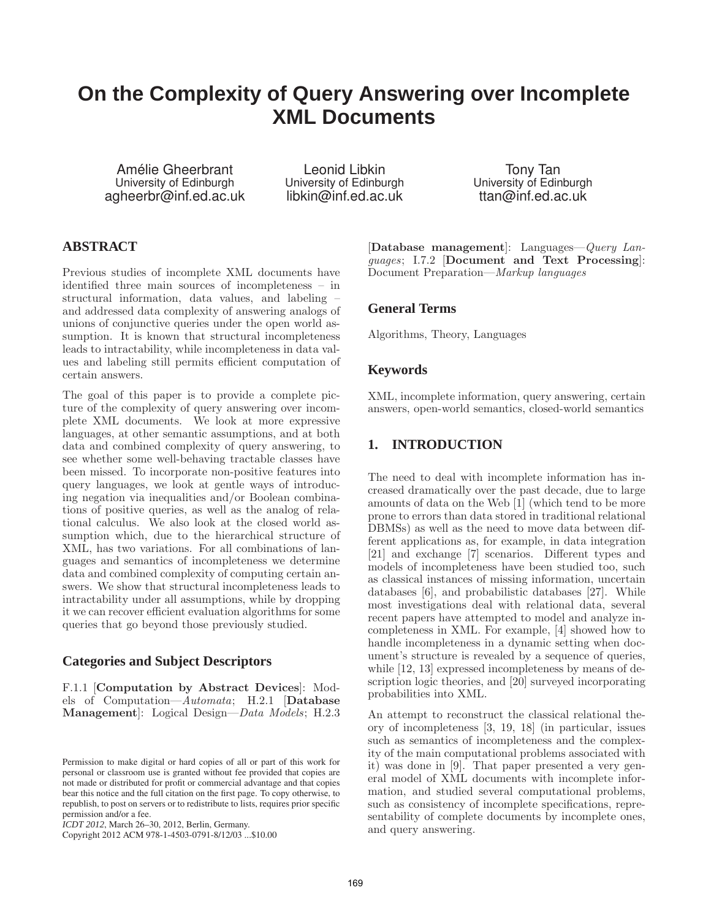# On the Complexity of Query Answering over Incomplete XML Documents

Amélie Gheerbrant
University of Edinburgh
agheerbr@inf.ed.ac.uk

Leonid Libkin
University of Edinburgh
libkin@inf.ed.ac.uk

Tony Tan
University of Edinburgh
ttan@inf.ed.ac.uk

## ABSTRACT

Previous studies of incomplete XML documents have identified three main sources of incompleteness – in structural information, data values, and labeling – and addressed data complexity of answering analogs of unions of conjunctive queries under the open world assumption. It is known that structural incompleteness leads to intractability, while incompleteness in data values and labeling still permits efficient computation of certain answers.

The goal of this paper is to provide a complete picture of the complexity of query answering over incomplete XML documents. We look at more expressive languages, at other semantic assumptions, and at both data and combined complexity of query answering, to see whether some well-behaving tractable classes have been missed. To incorporate non-positive features into query languages, we look at gentle ways of introducing negation via inequalities and/or Boolean combinations of positive queries, as well as the analog of relational calculus. We also look at the closed world assumption which, due to the hierarchical structure of XML, has two variations. For all combinations of languages and semantics of incompleteness we determine data and combined complexity of computing certain answers. We show that structural incompleteness leads to intractability under all assumptions, while by dropping it we can recover efficient evaluation algorithms for some queries that go beyond those previously studied.

### Categories and Subject Descriptors

F.1.1 [**Computation by Abstract Devices**]: Models of Computation—*Automata*; H.2.1 [**Database Management**]: Logical Design—*Data Models*; H.2.3 [**Database management**]: Languages—*Query Languages*; I.7.2 [**Document and Text Processing**]: Document Preparation—*Markup languages*

### General Terms

Algorithms, Theory, Languages

### Keywords

XML, incomplete information, query answering, certain answers, open-world semantics, closed-world semantics

## 1. INTRODUCTION

The need to deal with incomplete information has increased dramatically over the past decade, due to large amounts of data on the Web [1] (which tend to be more prone to errors than data stored in traditional relational DBMSs) as well as the need to move data between different applications as, for example, in data integration [21] and exchange [7] scenarios. Different types and models of incompleteness have been studied too, such as classical instances of missing information, uncertain databases [6], and probabilistic databases [27]. While most investigations deal with relational data, several recent papers have attempted to model and analyze incompleteness in XML. For example, [4] showed how to handle incompleteness in a dynamic setting when document's structure is revealed by a sequence of queries, while [12, 13] expressed incompleteness by means of description logic theories, and [20] surveyed incorporating probabilities into XML.

An attempt to reconstruct the classical relational theory of incompleteness [3, 19, 18] (in particular, issues such as semantics of incompleteness and the complexity of the main computational problems associated with it) was done in [9]. That paper presented a very general model of XML documents with incomplete information, and studied several computational problems, such as consistency of incomplete specifications, representability of complete documents by incomplete ones, and query answering.

Permission to make digital or hard copies of all or part of this work for personal or classroom use is granted without fee provided that copies are not made or distributed for profit or commercial advantage and that copies bear this notice and the full citation on the first page. To copy otherwise, to republish, to post on servers or to redistribute to lists, requires prior specific permission and/or a fee.
*ICDT 2012*, March 26–30, 2012, Berlin, Germany.
Copyright 2012 ACM 978-1-4503-0791-8/12/03 ...$10.00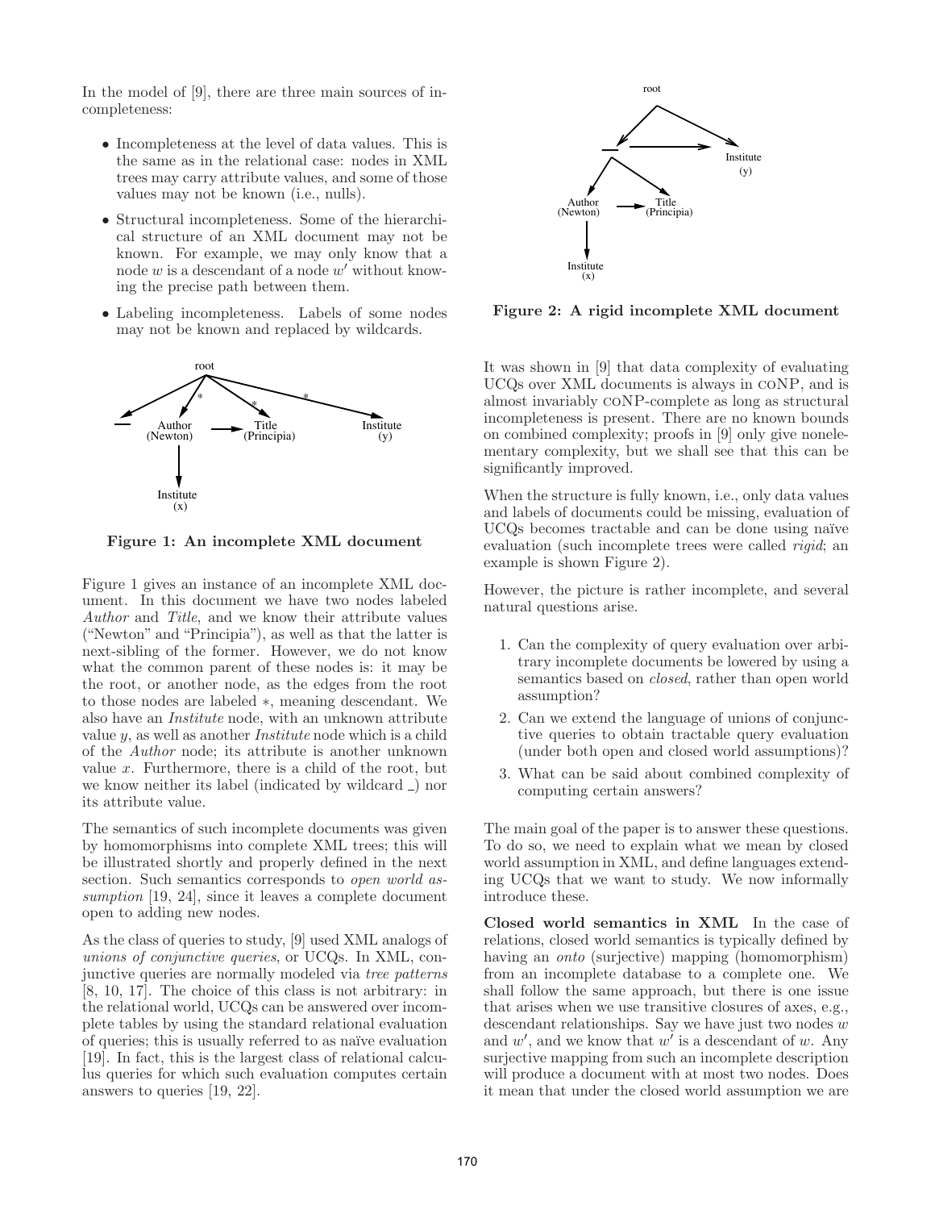In the model of [9], there are three main sources of incompleteness:

- Incompleteness at the level of data values. This is the same as in the relational case: nodes in XML trees may carry attribute values, and some of those values may not be known (i.e., nulls).
- Structural incompleteness. Some of the hierarchical structure of an XML document may not be known. For example, we may only know that a node $w$ is a descendant of a node $w'$ without knowing the precise path between them.
- Labeling incompleteness. Labels of some nodes may not be known and replaced by wildcards.

**Figure 1: An incomplete XML document**

Figure 1 gives an instance of an incomplete XML document. In this document we have two nodes labeled *Author* and *Title*, and we know their attribute values ("Newton" and "Principia"), as well as that the latter is next-sibling of the former. However, we do not know what the common parent of these nodes is: it may be the root, or another node, as the edges from the root to those nodes are labeled $*$, meaning descendant. We also have an *Institute* node, with an unknown attribute value $y$, as well as another *Institute* node which is a child of the *Author* node; its attribute is another unknown value $x$. Furthermore, there is a child of the root, but we know neither its label (indicated by wildcard _) nor its attribute value.

The semantics of such incomplete documents was given by homomorphisms into complete XML trees; this will be illustrated shortly and properly defined in the next section. Such semantics corresponds to *open world assumption* [19, 24], since it leaves a complete document open to adding new nodes.

As the class of queries to study, [9] used XML analogs of *unions of conjunctive queries*, or UCQs. In XML, conjunctive queries are normally modeled via *tree patterns* [8, 10, 17]. The choice of this class is not arbitrary: in the relational world, UCQs can be answered over incomplete tables by using the standard relational evaluation of queries; this is usually referred to as naïve evaluation [19]. In fact, this is the largest class of relational calculus queries for which such evaluation computes certain answers to queries [19, 22].

**Figure 2: A rigid incomplete XML document**

It was shown in [9] that data complexity of evaluating UCQs over XML documents is always in coNP, and is almost invariably coNP-complete as long as structural incompleteness is present. There are no known bounds on combined complexity; proofs in [9] only give nonelementary complexity, but we shall see that this can be significantly improved.

When the structure is fully known, i.e., only data values and labels of documents could be missing, evaluation of UCQs becomes tractable and can be done using naïve evaluation (such incomplete trees were called *rigid*; an example is shown Figure 2).

However, the picture is rather incomplete, and several natural questions arise.

1. Can the complexity of query evaluation over arbitrary incomplete documents be lowered by using a semantics based on *closed*, rather than open world assumption?
2. Can we extend the language of unions of conjunctive queries to obtain tractable query evaluation (under both open and closed world assumptions)?
3. What can be said about combined complexity of computing certain answers?

The main goal of the paper is to answer these questions. To do so, we need to explain what we mean by closed world assumption in XML, and define languages extending UCQs that we want to study. We now informally introduce these.

**Closed world semantics in XML** In the case of relations, closed world semantics is typically defined by having an *onto* (surjective) mapping (homomorphism) from an incomplete database to a complete one. We shall follow the same approach, but there is one issue that arises when we use transitive closures of axes, e.g., descendant relationships. Say we have just two nodes $w$ and $w'$, and we know that $w'$ is a descendant of $w$. Any surjective mapping from such an incomplete description will produce a document with at most two nodes. Does it mean that under the closed world assumption we are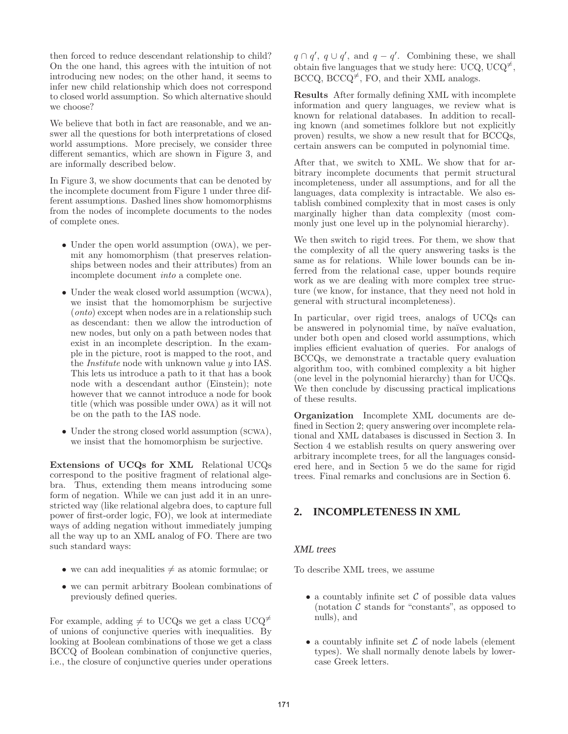then forced to reduce descendant relationship to child? On the one hand, this agrees with the intuition of not introducing new nodes; on the other hand, it seems to infer new child relationship which does not correspond to closed world assumption. So which alternative should we choose?

We believe that both in fact are reasonable, and we answer all the questions for both interpretations of closed world assumptions. More precisely, we consider three different semantics, which are shown in Figure 3, and are informally described below.

In Figure 3, we show documents that can be denoted by the incomplete document from Figure 1 under three different assumptions. Dashed lines show homomorphisms from the nodes of incomplete documents to the nodes of complete ones.

- Under the open world assumption (OWA), we permit any homomorphism (that preserves relationships between nodes and their attributes) from an incomplete document *into* a complete one.
- Under the weak closed world assumption (WCWA), we insist that the homomorphism be surjective (*onto*) except when nodes are in a relationship such as descendant: then we allow the introduction of new nodes, but only on a path between nodes that exist in an incomplete description. In the example in the picture, root is mapped to the root, and the *Institute* node with unknown value $y$ into IAS. This lets us introduce a path to it that has a book node with a descendant author (Einstein); note however that we cannot introduce a node for book title (which was possible under OWA) as it will not be on the path to the IAS node.
- Under the strong closed world assumption (SCWA), we insist that the homomorphism be surjective.

**Extensions of UCQs for XML** Relational UCQs correspond to the positive fragment of relational algebra. Thus, extending them means introducing some form of negation. While we can just add it in an unrestricted way (like relational algebra does, to capture full power of first-order logic, FO), we look at intermediate ways of adding negation without immediately jumping all the way up to an XML analog of FO. There are two such standard ways:

- we can add inequalities $\neq$ as atomic formulae; or
- we can permit arbitrary Boolean combinations of previously defined queries.

For example, adding $\neq$ to UCQs we get a class $\text{UCQ}^{\neq}$ of unions of conjunctive queries with inequalities. By looking at Boolean combinations of those we get a class BCCQ of Boolean combination of conjunctive queries, i.e., the closure of conjunctive queries under operations $q \cap q'$, $q \cup q'$, and $q - q'$. Combining these, we shall obtain five languages that we study here: UCQ, $\text{UCQ}^{\neq}$, BCCQ, $\text{BCCQ}^{\neq}$, FO, and their XML analogs.

**Results** After formally defining XML with incomplete information and query languages, we review what is known for relational databases. In addition to recalling known (and sometimes folklore but not explicitly proven) results, we show a new result that for BCCQs, certain answers can be computed in polynomial time.

After that, we switch to XML. We show that for arbitrary incomplete documents that permit structural incompleteness, under all assumptions, and for all the languages, data complexity is intractable. We also establish combined complexity that in most cases is only marginally higher than data complexity (most commonly just one level up in the polynomial hierarchy).

We then switch to rigid trees. For them, we show that the complexity of all the query answering tasks is the same as for relations. While lower bounds can be inferred from the relational case, upper bounds require work as we are dealing with more complex tree structure (we know, for instance, that they need not hold in general with structural incompleteness).

In particular, over rigid trees, analogs of UCQs can be answered in polynomial time, by naïve evaluation, under both open and closed world assumptions, which implies efficient evaluation of queries. For analogs of BCCQs, we demonstrate a tractable query evaluation algorithm too, with combined complexity a bit higher (one level in the polynomial hierarchy) than for UCQs. We then conclude by discussing practical implications of these results.

**Organization** Incomplete XML documents are defined in Section 2; query answering over incomplete relational and XML databases is discussed in Section 3. In Section 4 we establish results on query answering over arbitrary incomplete trees, for all the languages considered here, and in Section 5 we do the same for rigid trees. Final remarks and conclusions are in Section 6.

## 2. INCOMPLETENESS IN XML

### *XML trees*

To describe XML trees, we assume

- a countably infinite set $\mathcal{C}$ of possible data values (notation $\mathcal{C}$ stands for "constants", as opposed to nulls), and
- a countably infinite set $\mathcal{L}$ of node labels (element types). We shall normally denote labels by lowercase Greek letters.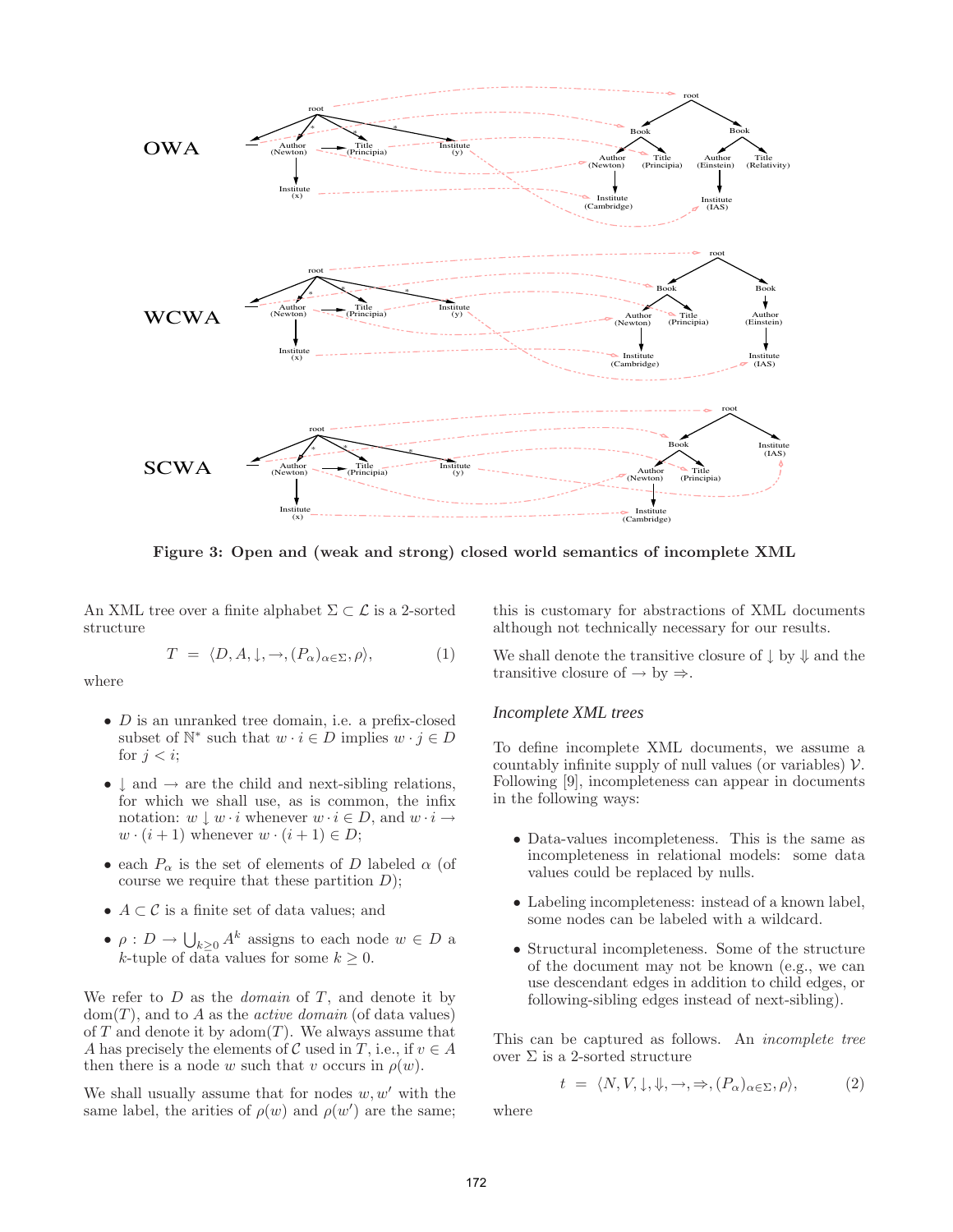**Figure 3: Open and (weak and strong) closed world semantics of incomplete XML**

An XML tree over a finite alphabet $\Sigma \subset \mathcal{L}$ is a 2-sorted structure

$$T = \langle D, A, \downarrow, \rightarrow, (P_\alpha)_{\alpha \in \Sigma}, \rho \rangle, \tag{1}$$

where

- $D$ is an unranked tree domain, i.e. a prefix-closed subset of $\mathbb{N}^*$ such that $w \cdot i \in D$ implies $w \cdot j \in D$ for $j < i$;
- $\downarrow$ and $\rightarrow$ are the child and next-sibling relations, for which we shall use, as is common, the infix notation: $w \downarrow w \cdot i$ whenever $w \cdot i \in D$, and $w \cdot i \rightarrow w \cdot (i+1)$ whenever $w \cdot (i+1) \in D$;
- each $P_\alpha$ is the set of elements of $D$ labeled $\alpha$ (of course we require that these partition $D$);
- $A \subset \mathcal{C}$ is a finite set of data values; and
- $\rho : D \rightarrow \bigcup_{k \geq 0} A^k$ assigns to each node $w \in D$ a $k$-tuple of data values for some $k \geq 0$.

We refer to $D$ as the *domain* of $T$, and denote it by $\text{dom}(T)$, and to $A$ as the *active domain* (of data values) of $T$ and denote it by $\text{adom}(T)$. We always assume that $A$ has precisely the elements of $\mathcal{C}$ used in $T$, i.e., if $v \in A$ then there is a node $w$ such that $v$ occurs in $\rho(w)$.

We shall usually assume that for nodes $w, w'$ with the same label, the arities of $\rho(w)$ and $\rho(w')$ are the same; this is customary for abstractions of XML documents although not technically necessary for our results.

We shall denote the transitive closure of $\downarrow$ by $\Downarrow$ and the transitive closure of $\rightarrow$ by $\Rightarrow$.

### *Incomplete XML trees*

To define incomplete XML documents, we assume a countably infinite supply of null values (or variables) $\mathcal{V}$. Following [9], incompleteness can appear in documents in the following ways:

- Data-values incompleteness. This is the same as incompleteness in relational models: some data values could be replaced by nulls.
- Labeling incompleteness: instead of a known label, some nodes can be labeled with a wildcard.
- Structural incompleteness. Some of the structure of the document may not be known (e.g., we can use descendant edges in addition to child edges, or following-sibling edges instead of next-sibling).

This can be captured as follows. An *incomplete tree* over $\Sigma$ is a 2-sorted structure

$$t = \langle N, V, \downarrow, \Downarrow, \rightarrow, \Rightarrow, (P_\alpha)_{\alpha \in \Sigma}, \rho \rangle, \tag{2}$$

where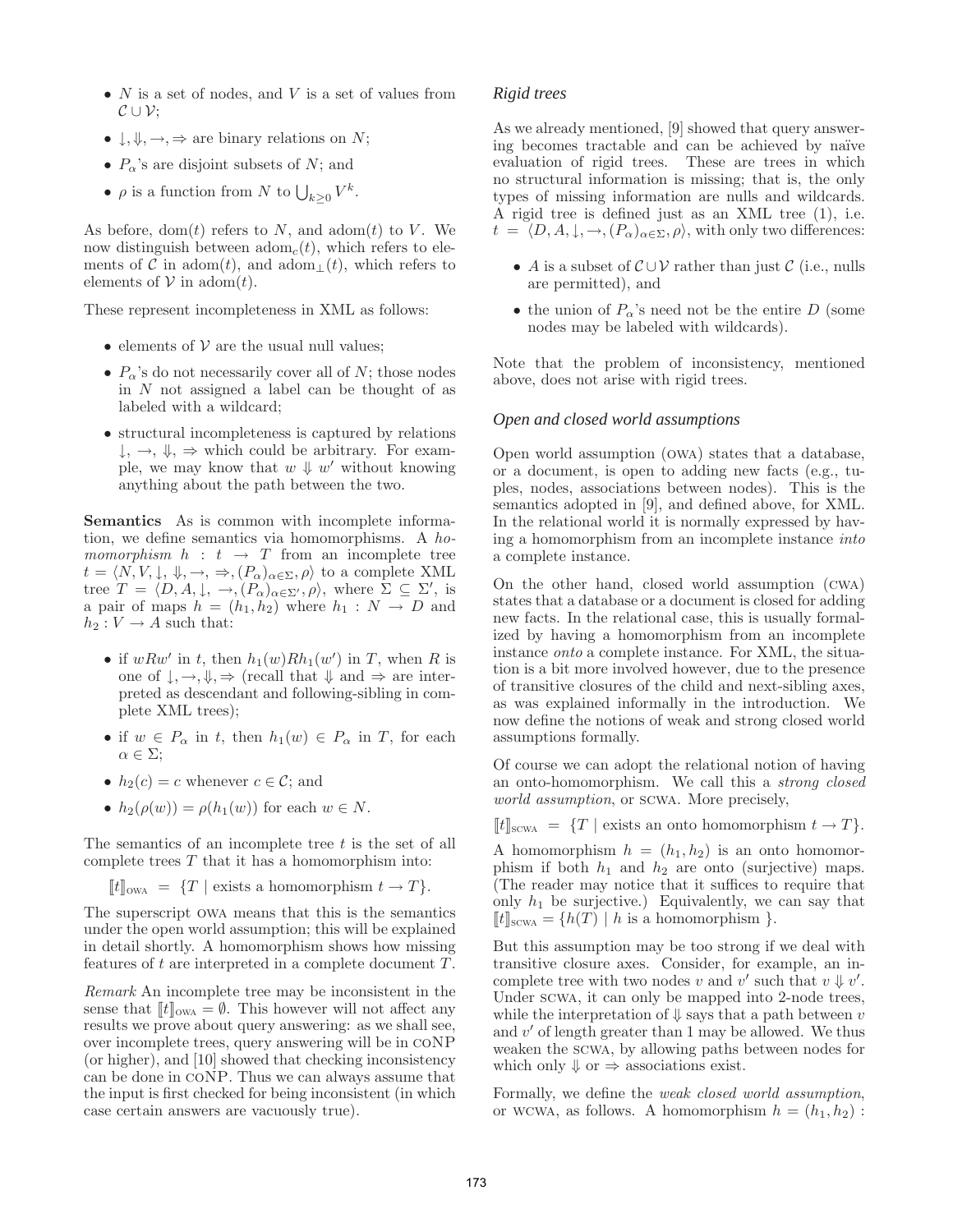- $N$ is a set of nodes, and $V$ is a set of values from $\mathcal{C} \cup \mathcal{V}$;
- $\downarrow, \Downarrow, \rightarrow, \Rightarrow$ are binary relations on $N$;
- $P_\alpha$'s are disjoint subsets of $N$; and
- $\rho$ is a function from $N$ to $\bigcup_{k \geq 0} V^k$.

As before, $\text{dom}(t)$ refers to $N$, and $\text{adom}(t)$ to $V$. We now distinguish between $\text{adom}_c(t)$, which refers to elements of $\mathcal{C}$ in $\text{adom}(t)$, and $\text{adom}_\perp(t)$, which refers to elements of $\mathcal{V}$ in $\text{adom}(t)$.

These represent incompleteness in XML as follows:

- elements of $\mathcal{V}$ are the usual null values;
- $P_\alpha$'s do not necessarily cover all of $N$; those nodes in $N$ not assigned a label can be thought of as labeled with a wildcard;
- structural incompleteness is captured by relations $\downarrow, \rightarrow, \Downarrow, \Rightarrow$ which could be arbitrary. For example, we may know that $w \Downarrow w'$ without knowing anything about the path between the two.

**Semantics** As is common with incomplete information, we define semantics via homomorphisms. A *homomorphism* $h : t \rightarrow T$ from an incomplete tree $t = \langle N, V, \downarrow, \Downarrow, \rightarrow, \Rightarrow, (P_\alpha)_{\alpha \in \Sigma}, \rho \rangle$ to a complete XML tree $T = \langle D, A, \downarrow, \rightarrow, (P_\alpha)_{\alpha \in \Sigma'}, \rho \rangle$, where $\Sigma \subseteq \Sigma'$, is a pair of maps $h = (h_1, h_2)$ where $h_1 : N \rightarrow D$ and $h_2 : V \rightarrow A$ such that:

- if $wRw'$ in $t$, then $h_1(w) R h_1(w')$ in $T$, when $R$ is one of $\downarrow, \rightarrow, \Downarrow, \Rightarrow$ (recall that $\Downarrow$ and $\Rightarrow$ are interpreted as descendant and following-sibling in complete XML trees);
- if $w \in P_\alpha$ in $t$, then $h_1(w) \in P_\alpha$ in $T$, for each $\alpha \in \Sigma$;
- $h_2(c) = c$ whenever $c \in \mathcal{C}$; and
- $h_2(\rho(w)) = \rho(h_1(w))$ for each $w \in N$.

The semantics of an incomplete tree $t$ is the set of all complete trees $T$ that it has a homomorphism into:

$$[\![t]\!]_{\text{OWA}} = \{T \mid \text{exists a homomorphism } t \rightarrow T\}.$$

The superscript OWA means that this is the semantics under the open world assumption; this will be explained in detail shortly. A homomorphism shows how missing features of $t$ are interpreted in a complete document $T$.

*Remark* An incomplete tree may be inconsistent in the sense that $[\![t]\!]_{\text{OWA}} = \emptyset$. This however will not affect any results we prove about query answering: as we shall see, over incomplete trees, query answering will be in coNP (or higher), and [10] showed that checking inconsistency can be done in coNP. Thus we can always assume that the input is first checked for being inconsistent (in which case certain answers are vacuously true).

### *Rigid trees*

As we already mentioned, [9] showed that query answering becomes tractable and can be achieved by naïve evaluation of rigid trees. These are trees in which no structural information is missing; that is, the only types of missing information are nulls and wildcards. A rigid tree is defined just as an XML tree (1), i.e. $t = \langle D, A, \downarrow, \rightarrow, (P_\alpha)_{\alpha \in \Sigma}, \rho \rangle$, with only two differences:

- $A$ is a subset of $\mathcal{C} \cup \mathcal{V}$ rather than just $\mathcal{C}$ (i.e., nulls are permitted), and
- the union of $P_\alpha$'s need not be the entire $D$ (some nodes may be labeled with wildcards).

Note that the problem of inconsistency, mentioned above, does not arise with rigid trees.

### *Open and closed world assumptions*

Open world assumption (OWA) states that a database, or a document, is open to adding new facts (e.g., tuples, nodes, associations between nodes). This is the semantics adopted in [9], and defined above, for XML. In the relational world it is normally expressed by having a homomorphism from an incomplete instance *into* a complete instance.

On the other hand, closed world assumption (CWA) states that a database or a document is closed for adding new facts. In the relational case, this is usually formalized by having a homomorphism from an incomplete instance *onto* a complete instance. For XML, the situation is a bit more involved however, due to the presence of transitive closures of the child and next-sibling axes, as was explained informally in the introduction. We now define the notions of weak and strong closed world assumptions formally.

Of course we can adopt the relational notion of having an onto-homomorphism. We call this a *strong closed world assumption*, or SCWA. More precisely,

$$[\![t]\!]_{\text{SCWA}} = \{T \mid \text{exists an onto homomorphism } t \rightarrow T\}.$$

A homomorphism $h = (h_1, h_2)$ is an onto homomorphism if both $h_1$ and $h_2$ are onto (surjective) maps. (The reader may notice that it suffices to require that only $h_1$ be surjective.) Equivalently, we can say that $[\![t]\!]_{\text{SCWA}} = \{h(T) \mid h \text{ is a homomorphism }\}$.

But this assumption may be too strong if we deal with transitive closure axes. Consider, for example, an incomplete tree with two nodes $v$ and $v'$ such that $v \Downarrow v'$. Under SCWA, it can only be mapped into 2-node trees, while the interpretation of $\Downarrow$ says that a path between $v$ and $v'$ of length greater than 1 may be allowed. We thus weaken the SCWA, by allowing paths between nodes for which only $\Downarrow$ or $\Rightarrow$ associations exist.

Formally, we define the *weak closed world assumption*, or WCWA, as follows. A homomorphism $h = (h_1, h_2)$ :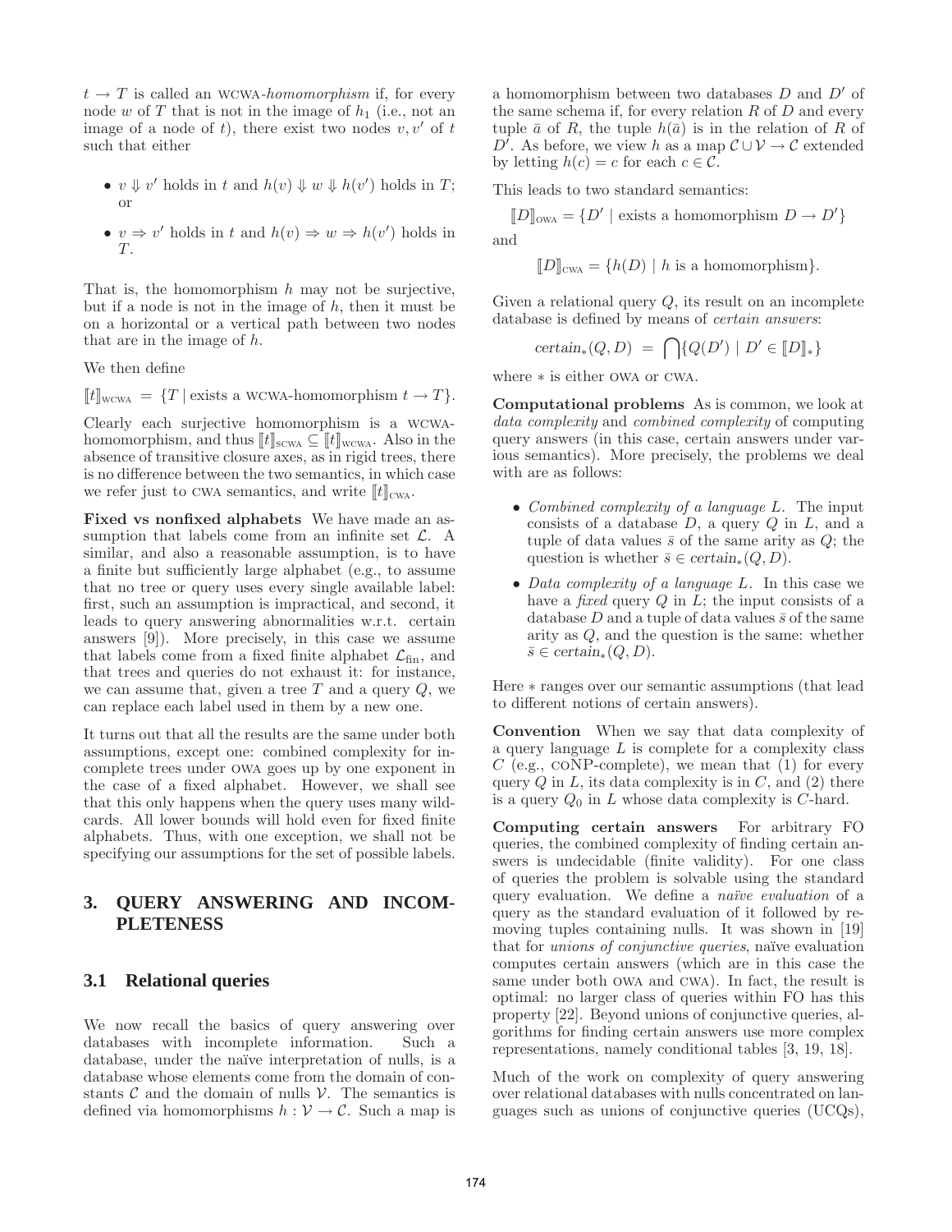$t \to T$ is called an WCWA-*homomorphism* if, for every node $w$ of $T$ that is not in the image of $h_1$ (i.e., not an image of a node of $t$), there exist two nodes $v, v'$ of $t$ such that either

- $v \Downarrow v'$ holds in $t$ and $h(v) \Downarrow w \Downarrow h(v')$ holds in $T$; or
- $v \Rightarrow v'$ holds in $t$ and $h(v) \Rightarrow w \Rightarrow h(v')$ holds in $T$.

That is, the homomorphism $h$ may not be surjective, but if a node is not in the image of $h$, then it must be on a horizontal or a vertical path between two nodes that are in the image of $h$.

We then define

$[\![t]\!]_{\text{WCWA}} = \{T \mid \text{exists a WCWA-homomorphism } t \to T\}$.

Clearly each surjective homomorphism is a WCWA-homomorphism, and thus $[\![t]\!]_{\text{SCWA}} \subseteq [\![t]\!]_{\text{WCWA}}$. Also in the absence of transitive closure axes, as in rigid trees, there is no difference between the two semantics, in which case we refer just to CWA semantics, and write $[\![t]\!]_{\text{CWA}}$.

**Fixed vs nonfixed alphabets** We have made an assumption that labels come from an infinite set $\mathcal{L}$. A similar, and also a reasonable assumption, is to have a finite but sufficiently large alphabet (e.g., to assume that no tree or query uses every single available label: first, such an assumption is impractical, and second, it leads to query answering abnormalities w.r.t. certain answers [9]). More precisely, in this case we assume that labels come from a fixed finite alphabet $\mathcal{L}_{\text{fin}}$, and that trees and queries do not exhaust it: for instance, we can assume that, given a tree $T$ and a query $Q$, we can replace each label used in them by a new one.

It turns out that all the results are the same under both assumptions, except one: combined complexity for incomplete trees under OWA goes up by one exponent in the case of a fixed alphabet. However, we shall see that this only happens when the query uses many wildcards. All lower bounds will hold even for fixed finite alphabets. Thus, with one exception, we shall not be specifying our assumptions for the set of possible labels.

# 3. QUERY ANSWERING AND INCOMPLETENESS

## 3.1 Relational queries

We now recall the basics of query answering over databases with incomplete information. Such a database, under the naïve interpretation of nulls, is a database whose elements come from the domain of constants $\mathcal{C}$ and the domain of nulls $\mathcal{V}$. The semantics is defined via homomorphisms $h : \mathcal{V} \to \mathcal{C}$. Such a map is a homomorphism between two databases $D$ and $D'$ of the same schema if, for every relation $R$ of $D$ and every tuple $\bar{a}$ of $R$, the tuple $h(\bar{a})$ is in the relation of $R$ of $D'$. As before, we view $h$ as a map $\mathcal{C} \cup \mathcal{V} \to \mathcal{C}$ extended by letting $h(c) = c$ for each $c \in \mathcal{C}$.

This leads to two standard semantics:

$$[\![D]\!]_{\text{OWA}} = \{D' \mid \text{exists a homomorphism } D \to D'\}$$

and

$$[\![D]\!]_{\text{CWA}} = \{h(D) \mid h \text{ is a homomorphism}\}.$$

Given a relational query $Q$, its result on an incomplete database is defined by means of *certain answers*:

$$\mathit{certain}_*(Q, D) = \bigcap \{Q(D') \mid D' \in [\![D]\!]_*\}$$

where $*$ is either OWA or CWA.

**Computational problems** As is common, we look at *data complexity* and *combined complexity* of computing query answers (in this case, certain answers under various semantics). More precisely, the problems we deal with are as follows:

- *Combined complexity of a language $L$.* The input consists of a database $D$, a query $Q$ in $L$, and a tuple of data values $\bar{s}$ of the same arity as $Q$; the question is whether $\bar{s} \in \mathit{certain}_*(Q, D)$.
- *Data complexity of a language $L$.* In this case we have a *fixed* query $Q$ in $L$; the input consists of a database $D$ and a tuple of data values $\bar{s}$ of the same arity as $Q$, and the question is the same: whether $\bar{s} \in \mathit{certain}_*(Q, D)$.

Here $*$ ranges over our semantic assumptions (that lead to different notions of certain answers).

**Convention** When we say that data complexity of a query language $L$ is complete for a complexity class $C$ (e.g., CONP-complete), we mean that (1) for every query $Q$ in $L$, its data complexity is in $C$, and (2) there is a query $Q_0$ in $L$ whose data complexity is $C$-hard.

**Computing certain answers** For arbitrary FO queries, the combined complexity of finding certain answers is undecidable (finite validity). For one class of queries the problem is solvable using the standard query evaluation. We define a *naïve evaluation* of a query as the standard evaluation of it followed by removing tuples containing nulls. It was shown in [19] that for *unions of conjunctive queries*, naïve evaluation computes certain answers (which are in this case the same under both OWA and CWA). In fact, the result is optimal: no larger class of queries within FO has this property [22]. Beyond unions of conjunctive queries, algorithms for finding certain answers use more complex representations, namely conditional tables [3, 19, 18].

Much of the work on complexity of query answering over relational databases with nulls concentrated on languages such as unions of conjunctive queries (UCQs),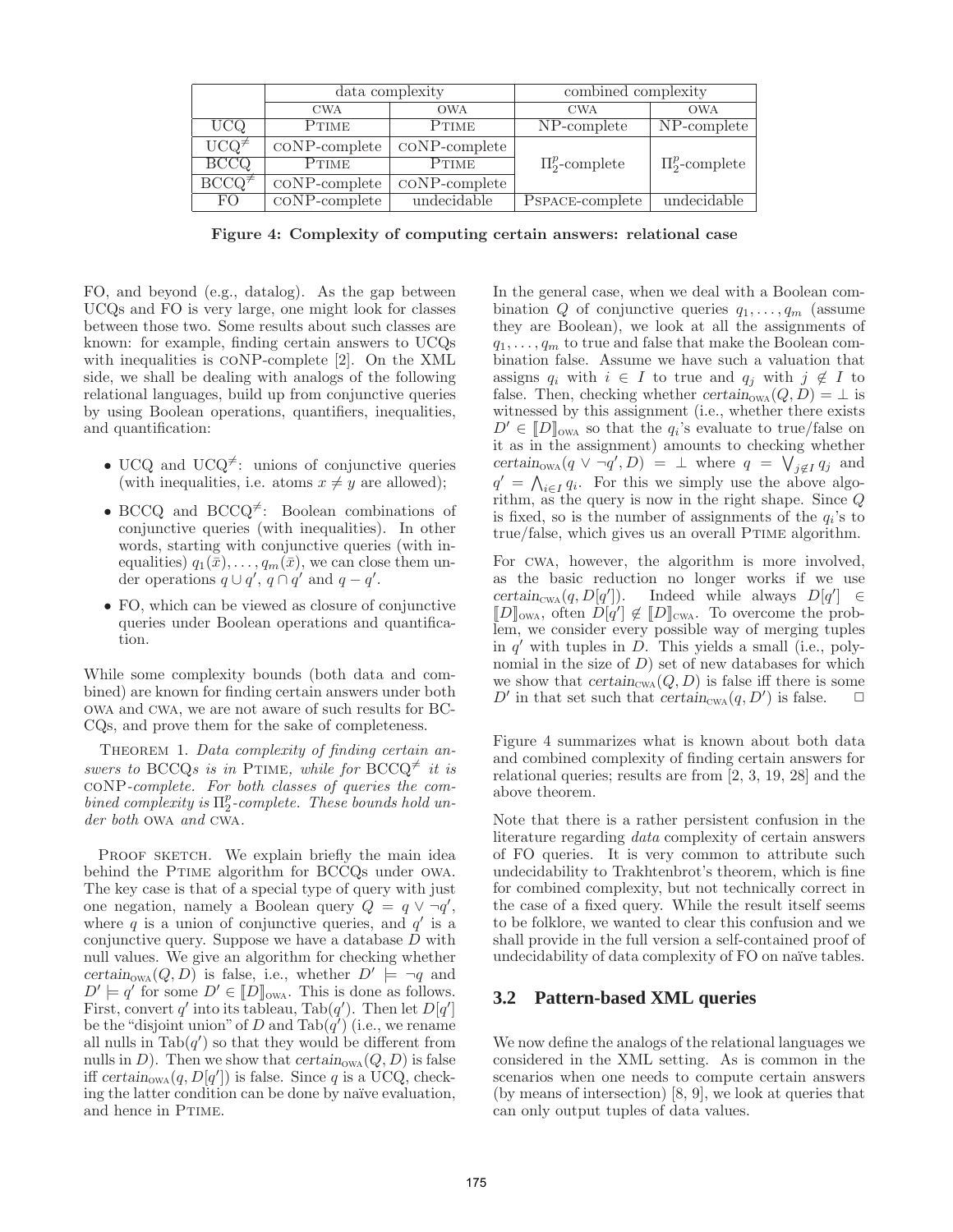| | data complexity | | combined complexity | |
|---|---|---|---|---|
| | CWA | OWA | CWA | OWA |
| UCQ | PTIME | PTIME | NP-complete | NP-complete |
| $\text{UCQ}^{\neq}$ | coNP-complete | coNP-complete | $\Pi_2^p$-complete | $\Pi_2^p$-complete |
| BCCQ | PTIME | PTIME | | |
| $\text{BCCQ}^{\neq}$ | coNP-complete | coNP-complete | | |
| FO | coNP-complete | undecidable | PSPACE-complete | undecidable |

**Figure 4: Complexity of computing certain answers: relational case**

FO, and beyond (e.g., datalog). As the gap between UCQs and FO is very large, one might look for classes between those two. Some results about such classes are known: for example, finding certain answers to UCQs with inequalities is coNP-complete [2]. On the XML side, we shall be dealing with analogs of the following relational languages, build up from conjunctive queries by using Boolean operations, quantifiers, inequalities, and quantification:

- UCQ and $\text{UCQ}^{\neq}$: unions of conjunctive queries (with inequalities, i.e. atoms $x \neq y$ are allowed);
- BCCQ and $\text{BCCQ}^{\neq}$: Boolean combinations of conjunctive queries (with inequalities). In other words, starting with conjunctive queries (with inequalities) $q_1(\bar{x}), \ldots, q_m(\bar{x})$, we can close them under operations $q \cup q'$, $q \cap q'$ and $q - q'$.
- FO, which can be viewed as closure of conjunctive queries under Boolean operations and quantification.

While some complexity bounds (both data and combined) are known for finding certain answers under both OWA and CWA, we are not aware of such results for BCCQs, and prove them for the sake of completeness.

Theorem 1. *Data complexity of finding certain answers to* BCCQ*s is in* PTIME*, while for* $\text{BCCQ}^{\neq}$ *it is* coNP*-complete. For both classes of queries the combined complexity is* $\Pi_2^p$*-complete. These bounds hold under both* OWA *and* CWA*.*

Proof sketch. We explain briefly the main idea behind the PTIME algorithm for BCCQs under OWA. The key case is that of a special type of query with just one negation, namely a Boolean query $Q = q \vee \neg q'$, where $q$ is a union of conjunctive queries, and $q'$ is a conjunctive query. Suppose we have a database $D$ with null values. We give an algorithm for checking whether $certain_{\text{OWA}}(Q, D)$ is false, i.e., whether $D' \models \neg q$ and $D' \models q'$ for some $D' \in [\![D]\!]_{\text{OWA}}$. This is done as follows. First, convert $q'$ into its tableau, $\text{Tab}(q')$. Then let $D[q']$ be the "disjoint union" of $D$ and $\text{Tab}(q')$ (i.e., we rename all nulls in $\text{Tab}(q')$ so that they would be different from nulls in $D$). Then we show that $certain_{\text{OWA}}(Q, D)$ is false iff $certain_{\text{OWA}}(q, D[q'])$ is false. Since $q$ is a UCQ, checking the latter condition can be done by naïve evaluation, and hence in PTIME.

In the general case, when we deal with a Boolean combination $Q$ of conjunctive queries $q_1, \ldots, q_m$ (assume they are Boolean), we look at all the assignments of $q_1, \ldots, q_m$ to true and false that make the Boolean combination false. Assume we have such a valuation that assigns $q_i$ with $i \in I$ to true and $q_j$ with $j \notin I$ to false. Then, checking whether $certain_{\text{OWA}}(Q, D) = \bot$ is witnessed by this assignment (i.e., whether there exists $D' \in [\![D]\!]_{\text{OWA}}$ so that the $q_i$'s evaluate to true/false on it as in the assignment) amounts to checking whether $certain_{\text{OWA}}(q \vee \neg q', D) = \bot$ where $q = \bigvee_{j \notin I} q_j$ and $q' = \bigwedge_{i \in I} q_i$. For this we simply use the above algorithm, as the query is now in the right shape. Since $Q$ is fixed, so is the number of assignments of the $q_i$'s to true/false, which gives us an overall PTIME algorithm.

For CWA, however, the algorithm is more involved, as the basic reduction no longer works if we use $certain_{\text{CWA}}(q, D[q'])$. Indeed while always $D[q'] \in [\![D]\!]_{\text{OWA}}$, often $D[q'] \notin [\![D]\!]_{\text{CWA}}$. To overcome the problem, we consider every possible way of merging tuples in $q'$ with tuples in $D$. This yields a small (i.e., polynomial in the size of $D$) set of new databases for which we show that $certain_{\text{CWA}}(Q, D)$ is false iff there is some $D'$ in that set such that $certain_{\text{CWA}}(q, D')$ is false. $\Box$

Figure 4 summarizes what is known about both data and combined complexity of finding certain answers for relational queries; results are from [2, 3, 19, 28] and the above theorem.

Note that there is a rather persistent confusion in the literature regarding *data* complexity of certain answers of FO queries. It is very common to attribute such undecidability to Trakhtenbrot's theorem, which is fine for combined complexity, but not technically correct in the case of a fixed query. While the result itself seems to be folklore, we wanted to clear this confusion and we shall provide in the full version a self-contained proof of undecidability of data complexity of FO on naïve tables.

### 3.2 Pattern-based XML queries

We now define the analogs of the relational languages we considered in the XML setting. As is common in the scenarios when one needs to compute certain answers (by means of intersection) [8, 9], we look at queries that can only output tuples of data values.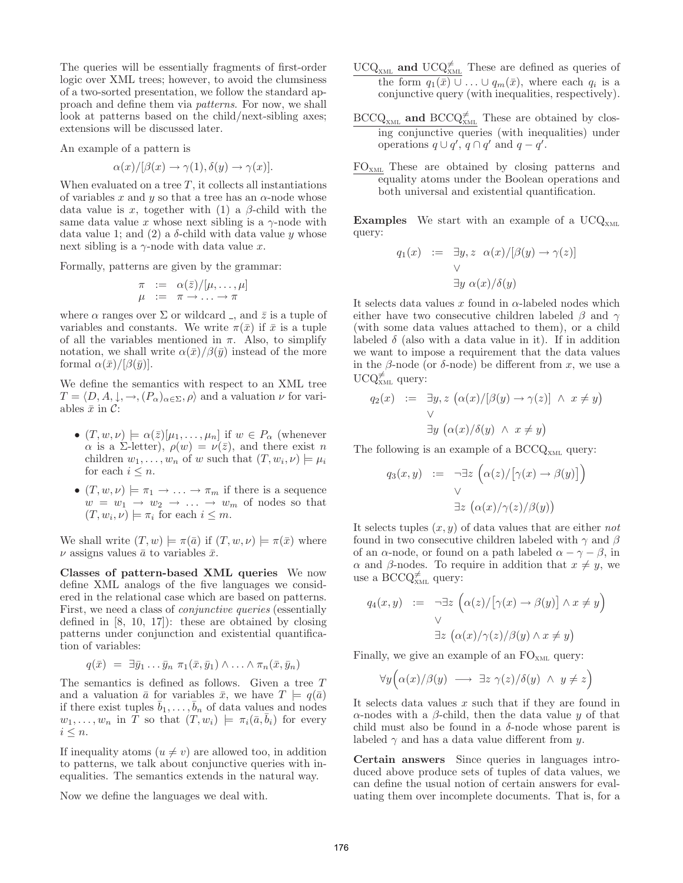The queries will be essentially fragments of first-order logic over XML trees; however, to avoid the clumsiness of a two-sorted presentation, we follow the standard approach and define them via *patterns*. For now, we shall look at patterns based on the child/next-sibling axes; extensions will be discussed later.

An example of a pattern is

$$\alpha(x)/[\beta(x) \to \gamma(1), \delta(y) \to \gamma(x)].$$

When evaluated on a tree $T$, it collects all instantiations of variables $x$ and $y$ so that a tree has an $\alpha$-node whose data value is $x$, together with (1) a $\beta$-child with the same data value $x$ whose next sibling is a $\gamma$-node with data value 1; and (2) a $\delta$-child with data value $y$ whose next sibling is a $\gamma$-node with data value $x$.

Formally, patterns are given by the grammar:

$$\begin{array}{rcl} \pi & := & \alpha(\bar{z})/[\mu, \ldots, \mu] \\ \mu & := & \pi \to \ldots \to \pi \end{array}$$

where $\alpha$ ranges over $\Sigma$ or wildcard $\_$, and $\bar{z}$ is a tuple of variables and constants. We write $\pi(\bar{x})$ if $\bar{x}$ is a tuple of all the variables mentioned in $\pi$. Also, to simplify notation, we shall write $\alpha(\bar{x})/\beta(\bar{y})$ instead of the more formal $\alpha(\bar{x})/[\beta(\bar{y})]$.

We define the semantics with respect to an XML tree $T = \langle D, A, \downarrow, \to, (P_\alpha)_{\alpha\in\Sigma}, \rho\rangle$ and a valuation $\nu$ for variables $\bar{x}$ in $\mathcal{C}$:

- $(T, w, \nu) \models \alpha(\bar{z})[\mu_1, \ldots, \mu_n]$ if $w \in P_\alpha$ (whenever $\alpha$ is a $\Sigma$-letter), $\rho(w) = \nu(\bar{z})$, and there exist $n$ children $w_1, \ldots, w_n$ of $w$ such that $(T, w_i, \nu) \models \mu_i$ for each $i \leq n$.
- $(T, w, \nu) \models \pi_1 \to \ldots \to \pi_m$ if there is a sequence $w = w_1 \to w_2 \to \ldots \to w_m$ of nodes so that $(T, w_i, \nu) \models \pi_i$ for each $i \leq m$.

We shall write $(T, w) \models \pi(\bar{a})$ if $(T, w, \nu) \models \pi(\bar{x})$ where $\nu$ assigns values $\bar{a}$ to variables $\bar{x}$.

**Classes of pattern-based XML queries** We now define XML analogs of the five languages we considered in the relational case which are based on patterns. First, we need a class of *conjunctive queries* (essentially defined in [8, 10, 17]): these are obtained by closing patterns under conjunction and existential quantification of variables:

$$q(\bar{x}) \;=\; \exists \bar{y}_1 \ldots \bar{y}_n \; \pi_1(\bar{x}, \bar{y}_1) \wedge \ldots \wedge \pi_n(\bar{x}, \bar{y}_n)$$

The semantics is defined as follows. Given a tree $T$ and a valuation $\bar{a}$ for variables $\bar{x}$, we have $T \models q(\bar{a})$ if there exist tuples $\bar{b}_1, \ldots, \bar{b}_n$ of data values and nodes $w_1, \ldots, w_n$ in $T$ so that $(T, w_i) \models \pi_i(\bar{a}, \bar{b}_i)$ for every $i \leq n$.

If inequality atoms ($u \neq v$) are allowed too, in addition to patterns, we talk about conjunctive queries with inequalities. The semantics extends in the natural way.

Now we define the languages we deal with.

<u>$\text{UCQ}_{\text{XML}}$ **and** $\text{UCQ}^{\neq}_{\text{XML}}$</u> These are defined as queries of the form $q_1(\bar{x}) \cup \ldots \cup q_m(\bar{x})$, where each $q_i$ is a conjunctive query (with inequalities, respectively).

<u>$\text{BCCQ}_{\text{XML}}$ **and** $\text{BCCQ}^{\neq}_{\text{XML}}$</u> These are obtained by closing conjunctive queries (with inequalities) under operations $q \cup q'$, $q \cap q'$ and $q - q'$.

<u>$\text{FO}_{\text{XML}}$</u> These are obtained by closing patterns and equality atoms under the Boolean operations and both universal and existential quantification.

**Examples** We start with an example of a $\text{UCQ}_{\text{XML}}$ query:

$$\begin{array}{rcl} q_1(x) & := & \exists y, z \;\; \alpha(x)/[\beta(y) \to \gamma(z)] \\ & & \quad \vee \\ & & \exists y \; \alpha(x)/\delta(y) \end{array}$$

It selects data values $x$ found in $\alpha$-labeled nodes which either have two consecutive children labeled $\beta$ and $\gamma$ (with some data values attached to them), or a child labeled $\delta$ (also with a data value in it). If in addition we want to impose a requirement that the data values in the $\beta$-node (or $\delta$-node) be different from $x$, we use a $\text{UCQ}^{\neq}_{\text{XML}}$ query:

$$\begin{array}{rcl} q_2(x) & := & \exists y, z \; \big(\alpha(x)/[\beta(y) \to \gamma(z)] \;\wedge\; x \neq y\big) \\ & & \quad \vee \\ & & \exists y \; \big(\alpha(x)/\delta(y) \;\wedge\; x \neq y\big) \end{array}$$

The following is an example of a $\text{BCCQ}_{\text{XML}}$ query:

$$\begin{array}{rcl} q_3(x, y) & := & \neg\exists z \; \Big(\alpha(z)/\big[\gamma(x) \to \beta(y)\big]\Big) \\ & & \quad \vee \\ & & \exists z \; \big(\alpha(x)/\gamma(z)/\beta(y)\big) \end{array}$$

It selects tuples $(x, y)$ of data values that are either *not* found in two consecutive children labeled with $\gamma$ and $\beta$ of an $\alpha$-node, or found on a path labeled $\alpha - \gamma - \beta$, in $\alpha$ and $\beta$-nodes. To require in addition that $x \neq y$, we use a $\text{BCCQ}^{\neq}_{\text{XML}}$ query:

$$\begin{array}{rcl} q_4(x, y) & := & \neg\exists z \; \Big(\alpha(z)/\big[\gamma(x) \to \beta(y)\big] \wedge x \neq y\Big) \\ & & \quad \vee \\ & & \exists z \; \big(\alpha(x)/\gamma(z)/\beta(y) \wedge x \neq y\big) \end{array}$$

Finally, we give an example of an $\text{FO}_{\text{XML}}$ query:

$$\forall y \Big(\alpha(x)/\beta(y) \;\longrightarrow\; \exists z \; \gamma(z)/\delta(y) \;\wedge\; y \neq z\Big)$$

It selects data values $x$ such that if they are found in $\alpha$-nodes with a $\beta$-child, then the data value $y$ of that child must also be found in a $\delta$-node whose parent is labeled $\gamma$ and has a data value different from $y$.

**Certain answers** Since queries in languages introduced above produce sets of tuples of data values, we can define the usual notion of certain answers for evaluating them over incomplete documents. That is, for a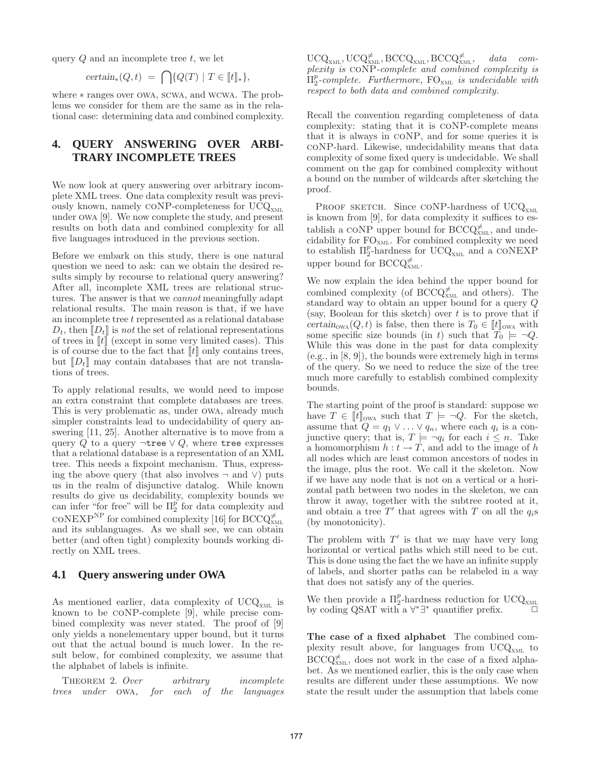query $Q$ and an incomplete tree $t$, we let

$$certain_*(Q,t) \;=\; \bigcap\{Q(T) \mid T \in [\![t]\!]_*\},$$

where $*$ ranges over OWA, SCWA, and WCWA. The problems we consider for them are the same as in the relational case: determining data and combined complexity.

## 4. QUERY ANSWERING OVER ARBITRARY INCOMPLETE TREES

We now look at query answering over arbitrary incomplete XML trees. One data complexity result was previously known, namely coNP-completeness for $\mathrm{UCQ}_{\mathrm{XML}}$ under OWA [9]. We now complete the study, and present results on both data and combined complexity for all five languages introduced in the previous section.

Before we embark on this study, there is one natural question we need to ask: can we obtain the desired results simply by recourse to relational query answering? After all, incomplete XML trees are relational structures. The answer is that we *cannot* meaningfully adapt relational results. The main reason is that, if we have an incomplete tree $t$ represented as a relational database $D_t$, then $[\![D_t]\!]$ is *not* the set of relational representations of trees in $[\![t]\!]$ (except in some very limited cases). This is of course due to the fact that $[\![t]\!]$ only contains trees, but $[\![D_t]\!]$ may contain databases that are not translations of trees.

To apply relational results, we would need to impose an extra constraint that complete databases are trees. This is very problematic as, under OWA, already much simpler constraints lead to undecidability of query answering [11, 25]. Another alternative is to move from a query $Q$ to a query $\neg\texttt{tree} \vee Q$, where `tree` expresses that a relational database is a representation of an XML tree. This needs a fixpoint mechanism. Thus, expressing the above query (that also involves $\neg$ and $\vee$) puts us in the realm of disjunctive datalog. While known results do give us decidability, complexity bounds we can infer "for free" will be $\Pi_2^p$ for data complexity and $\mathrm{coNEXP}^{\mathrm{NP}}$ for combined complexity [16] for $\mathrm{BCCQ}^{\neq}_{\mathrm{XML}}$ and its sublanguages. As we shall see, we can obtain better (and often tight) complexity bounds working directly on XML trees.

### 4.1 Query answering under OWA

As mentioned earlier, data complexity of $\mathrm{UCQ}_{\mathrm{XML}}$ is known to be coNP-complete [9], while precise combined complexity was never stated. The proof of [9] only yields a nonelementary upper bound, but it turns out that the actual bound is much lower. In the result below, for combined complexity, we assume that the alphabet of labels is infinite.

THEOREM 2. *Over arbitrary incomplete trees under* OWA*, for each of the languages* $\mathrm{UCQ}_{\mathrm{XML}}, \mathrm{UCQ}^{\neq}_{\mathrm{XML}}, \mathrm{BCCQ}_{\mathrm{XML}}, \mathrm{BCCQ}^{\neq}_{\mathrm{XML}}$*, data complexity is* coNP*-complete and combined complexity is* $\Pi_2^p$*-complete. Furthermore,* $\mathrm{FO}_{\mathrm{XML}}$ *is undecidable with respect to both data and combined complexity.*

Recall the convention regarding completeness of data complexity: stating that it is coNP-complete means that it is always in coNP, and for some queries it is coNP-hard. Likewise, undecidability means that data complexity of some fixed query is undecidable. We shall comment on the gap for combined complexity without a bound on the number of wildcards after sketching the proof.

PROOF SKETCH. Since coNP-hardness of $\mathrm{UCQ}_{\mathrm{XML}}$ is known from [9], for data complexity it suffices to establish a coNP upper bound for $\mathrm{BCCQ}^{\neq}_{\mathrm{XML}}$, and undecidability for $\mathrm{FO}_{\mathrm{XML}}$. For combined complexity we need to establish $\Pi_2^p$-hardness for $\mathrm{UCQ}_{\mathrm{XML}}$ and a coNEXP upper bound for $\mathrm{BCCQ}^{\neq}_{\mathrm{XML}}$.

We now explain the idea behind the upper bound for combined complexity (of $\mathrm{BCCQ}^{\neq}_{\mathrm{XML}}$ and others). The standard way to obtain an upper bound for a query $Q$ (say, Boolean for this sketch) over $t$ is to prove that if $certain_{\mathrm{OWA}}(Q,t)$ is false, then there is $T_0 \in [\![t]\!]_{\mathrm{OWA}}$ with some specific size bounds (in $t$) such that $T_0 \models \neg Q$. While this was done in the past for data complexity (e.g., in [8, 9]), the bounds were extremely high in terms of the query. So we need to reduce the size of the tree much more carefully to establish combined complexity bounds.

The starting point of the proof is standard: suppose we have $T \in [\![t]\!]_{\mathrm{OWA}}$ such that $T \models \neg Q$. For the sketch, assume that $Q = q_1 \vee \ldots \vee q_n$, where each $q_i$ is a conjunctive query; that is, $T \models \neg q_i$ for each $i \leq n$. Take a homomorphism $h : t \to T$, and add to the image of $h$ all nodes which are least common ancestors of nodes in the image, plus the root. We call it the skeleton. Now if we have any node that is not on a vertical or a horizontal path between two nodes in the skeleton, we can throw it away, together with the subtree rooted at it, and obtain a tree $T'$ that agrees with $T$ on all the $q_i$s (by monotonicity).

The problem with $T'$ is that we may have very long horizontal or vertical paths which still need to be cut. This is done using the fact the we have an infinite supply of labels, and shorter paths can be relabeled in a way that does not satisfy any of the queries.

We then provide a $\Pi_2^p$-hardness reduction for $\mathrm{UCQ}_{\mathrm{XML}}$ by coding QSAT with a $\forall^*\exists^*$ quantifier prefix. $\square$

**The case of a fixed alphabet** The combined complexity result above, for languages from $\mathrm{UCQ}_{\mathrm{XML}}$ to $\mathrm{BCCQ}^{\neq}_{\mathrm{XML}}$, does not work in the case of a fixed alphabet. As we mentioned earlier, this is the only case when results are different under these assumptions. We now state the result under the assumption that labels come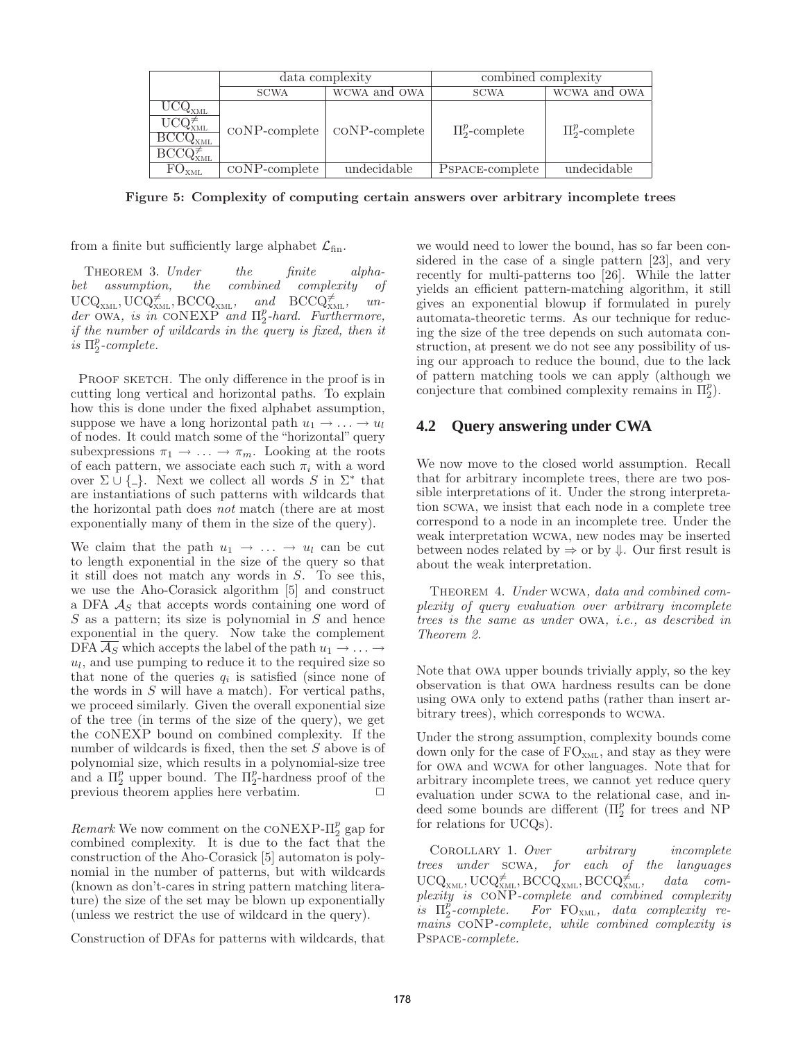| | data complexity | | combined complexity | |
|---|---|---|---|---|
| | SCWA | WCWA and OWA | SCWA | WCWA and OWA |
| $\text{UCQ}_{\text{XML}}$, $\text{UCQ}^{\neq}_{\text{XML}}$, $\text{BCCQ}_{\text{XML}}$, $\text{BCCQ}^{\neq}_{\text{XML}}$ | coNP-complete | coNP-complete | $\Pi_2^p$-complete | $\Pi_2^p$-complete |
| $\text{FO}_{\text{XML}}$ | coNP-complete | undecidable | PSPACE-complete | undecidable |

**Figure 5: Complexity of computing certain answers over arbitrary incomplete trees**

from a finite but sufficiently large alphabet $\mathcal{L}_{\text{fin}}$.

THEOREM 3. *Under the finite alphabet assumption, the combined complexity of* $\text{UCQ}_{\text{XML}}, \text{UCQ}^{\neq}_{\text{XML}}, \text{BCCQ}_{\text{XML}}$, *and* $\text{BCCQ}^{\neq}_{\text{XML}}$, *under* OWA, *is in* coNEXP *and* $\Pi_2^p$*-hard. Furthermore, if the number of wildcards in the query is fixed, then it is* $\Pi_2^p$*-complete.*

PROOF SKETCH. The only difference in the proof is in cutting long vertical and horizontal paths. To explain how this is done under the fixed alphabet assumption, suppose we have a long horizontal path $u_1 \to \ldots \to u_l$ of nodes. It could match some of the "horizontal" query subexpressions $\pi_1 \to \ldots \to \pi_m$. Looking at the roots of each pattern, we associate each such $\pi_i$ with a word over $\Sigma \cup \{\_\}$. Next we collect all words $S$ in $\Sigma^*$ that are instantiations of such patterns with wildcards that the horizontal path does *not* match (there are at most exponentially many of them in the size of the query).

We claim that the path $u_1 \to \ldots \to u_l$ can be cut to length exponential in the size of the query so that it still does not match any words in $S$. To see this, we use the Aho-Corasick algorithm [5] and construct a DFA $\mathcal{A}_S$ that accepts words containing one word of $S$ as a pattern; its size is polynomial in $S$ and hence exponential in the query. Now take the complement DFA $\overline{\mathcal{A}_S}$ which accepts the label of the path $u_1 \to \ldots \to u_l$, and use pumping to reduce it to the required size so that none of the queries $q_i$ is satisfied (since none of the words in $S$ will have a match). For vertical paths, we proceed similarly. Given the overall exponential size of the tree (in terms of the size of the query), we get the coNEXP bound on combined complexity. If the number of wildcards is fixed, then the set $S$ above is of polynomial size, which results in a polynomial-size tree and a $\Pi_2^p$ upper bound. The $\Pi_2^p$-hardness proof of the previous theorem applies here verbatim. $\Box$

*Remark* We now comment on the coNEXP-$\Pi_2^p$ gap for combined complexity. It is due to the fact that the construction of the Aho-Corasick [5] automaton is polynomial in the number of patterns, but with wildcards (known as don't-cares in string pattern matching literature) the size of the set may be blown up exponentially (unless we restrict the use of wildcard in the query).

Construction of DFAs for patterns with wildcards, that we would need to lower the bound, has so far been considered in the case of a single pattern [23], and very recently for multi-patterns too [26]. While the latter yields an efficient pattern-matching algorithm, it still gives an exponential blowup if formulated in purely automata-theoretic terms. As our technique for reducing the size of the tree depends on such automata construction, at present we do not see any possibility of using our approach to reduce the bound, due to the lack of pattern matching tools we can apply (although we conjecture that combined complexity remains in $\Pi_2^p$).

## 4.2 Query answering under CWA

We now move to the closed world assumption. Recall that for arbitrary incomplete trees, there are two possible interpretations of it. Under the strong interpretation SCWA, we insist that each node in a complete tree correspond to a node in an incomplete tree. Under the weak interpretation WCWA, new nodes may be inserted between nodes related by $\Rightarrow$ or by $\Downarrow$. Our first result is about the weak interpretation.

THEOREM 4. *Under* WCWA*, data and combined complexity of query evaluation over arbitrary incomplete trees is the same as under* OWA*, i.e., as described in Theorem 2.*

Note that OWA upper bounds trivially apply, so the key observation is that OWA hardness results can be done using OWA only to extend paths (rather than insert arbitrary trees), which corresponds to WCWA.

Under the strong assumption, complexity bounds come down only for the case of $\text{FO}_{\text{XML}}$, and stay as they were for OWA and WCWA for other languages. Note that for arbitrary incomplete trees, we cannot yet reduce query evaluation under SCWA to the relational case, and indeed some bounds are different ($\Pi_2^p$ for trees and NP for relations for UCQs).

COROLLARY 1. *Over arbitrary incomplete trees under* SCWA*, for each of the languages* $\text{UCQ}_{\text{XML}}, \text{UCQ}^{\neq}_{\text{XML}}, \text{BCCQ}_{\text{XML}}, \text{BCCQ}^{\neq}_{\text{XML}}$, *data complexity is* coNP*-complete and combined complexity is* $\Pi_2^p$*-complete. For* $\text{FO}_{\text{XML}}$*, data complexity remains* coNP*-complete, while combined complexity is* PSPACE*-complete.*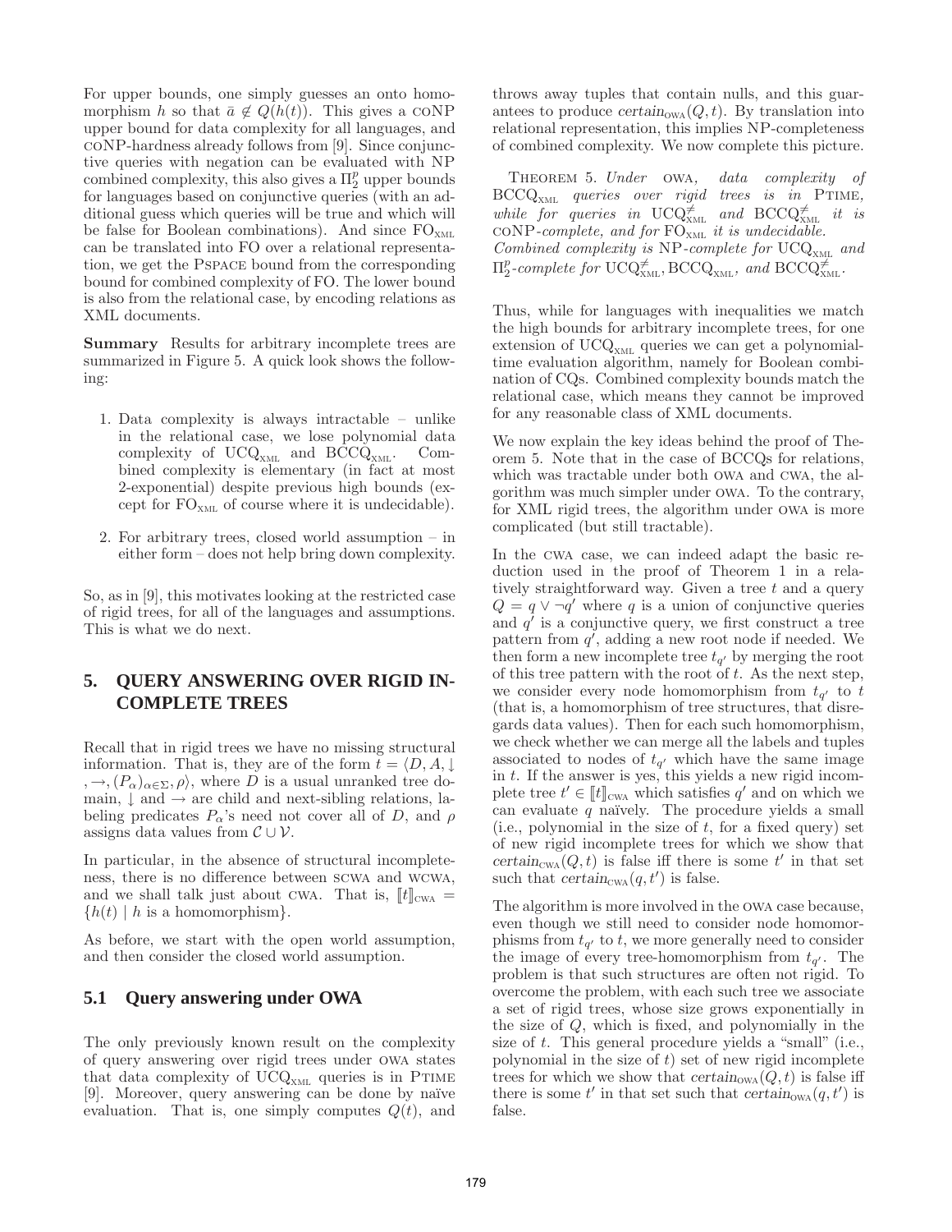For upper bounds, one simply guesses an onto homomorphism $h$ so that $\bar{a} \notin Q(h(t))$. This gives a coNP upper bound for data complexity for all languages, and coNP-hardness already follows from [9]. Since conjunctive queries with negation can be evaluated with NP combined complexity, this also gives a $\Pi_2^p$ upper bounds for languages based on conjunctive queries (with an additional guess which queries will be true and which will be false for Boolean combinations). And since $\mathrm{FO}_{\mathrm{XML}}$ can be translated into FO over a relational representation, we get the PSPACE bound from the corresponding bound for combined complexity of FO. The lower bound is also from the relational case, by encoding relations as XML documents.

**Summary** Results for arbitrary incomplete trees are summarized in Figure 5. A quick look shows the following:

1. Data complexity is always intractable – unlike in the relational case, we lose polynomial data complexity of $\mathrm{UCQ}_{\mathrm{XML}}$ and $\mathrm{BCCQ}_{\mathrm{XML}}$. Combined complexity is elementary (in fact at most 2-exponential) despite previous high bounds (except for $\mathrm{FO}_{\mathrm{XML}}$ of course where it is undecidable).
2. For arbitrary trees, closed world assumption – in either form – does not help bring down complexity.

So, as in [9], this motivates looking at the restricted case of rigid trees, for all of the languages and assumptions. This is what we do next.

## 5. QUERY ANSWERING OVER RIGID INCOMPLETE TREES

Recall that in rigid trees we have no missing structural information. That is, they are of the form $t = \langle D, A, \downarrow, \rightarrow, (P_\alpha)_{\alpha\in\Sigma}, \rho\rangle$, where $D$ is a usual unranked tree domain, $\downarrow$ and $\rightarrow$ are child and next-sibling relations, labeling predicates $P_\alpha$'s need not cover all of $D$, and $\rho$ assigns data values from $\mathcal{C} \cup \mathcal{V}$.

In particular, in the absence of structural incompleteness, there is no difference between SCWA and WCWA, and we shall talk just about CWA. That is, $[\![t]\!]_{\mathrm{CWA}} = \{h(t) \mid h \text{ is a homomorphism}\}$.

As before, we start with the open world assumption, and then consider the closed world assumption.

### 5.1 Query answering under OWA

The only previously known result on the complexity of query answering over rigid trees under OWA states that data complexity of $\mathrm{UCQ}_{\mathrm{XML}}$ queries is in PTIME [9]. Moreover, query answering can be done by naïve evaluation. That is, one simply computes $Q(t)$, and throws away tuples that contain nulls, and this guarantees to produce $\mathit{certain}_{\mathrm{OWA}}(Q, t)$. By translation into relational representation, this implies NP-completeness of combined complexity. We now complete this picture.

THEOREM 5. *Under* OWA*, data complexity of* $\mathrm{BCCQ}_{\mathrm{XML}}$ *queries over rigid trees is in* PTIME*, while for queries in* $\mathrm{UCQ}^{\neq}_{\mathrm{XML}}$ *and* $\mathrm{BCCQ}^{\neq}_{\mathrm{XML}}$ *it is* coNP*-complete, and for* $\mathrm{FO}_{\mathrm{XML}}$ *it is undecidable.*
*Combined complexity is* NP*-complete for* $\mathrm{UCQ}_{\mathrm{XML}}$ *and* $\Pi_2^p$*-complete for* $\mathrm{UCQ}^{\neq}_{\mathrm{XML}}, \mathrm{BCCQ}_{\mathrm{XML}}$*, and* $\mathrm{BCCQ}^{\neq}_{\mathrm{XML}}$*.*

Thus, while for languages with inequalities we match the high bounds for arbitrary incomplete trees, for one extension of $\mathrm{UCQ}_{\mathrm{XML}}$ queries we can get a polynomial-time evaluation algorithm, namely for Boolean combination of CQs. Combined complexity bounds match the relational case, which means they cannot be improved for any reasonable class of XML documents.

We now explain the key ideas behind the proof of Theorem 5. Note that in the case of BCCQs for relations, which was tractable under both OWA and CWA, the algorithm was much simpler under OWA. To the contrary, for XML rigid trees, the algorithm under OWA is more complicated (but still tractable).

In the CWA case, we can indeed adapt the basic reduction used in the proof of Theorem 1 in a relatively straightforward way. Given a tree $t$ and a query $Q = q \vee \neg q'$ where $q$ is a union of conjunctive queries and $q'$ is a conjunctive query, we first construct a tree pattern from $q'$, adding a new root node if needed. We then form a new incomplete tree $t_{q'}$ by merging the root of this tree pattern with the root of $t$. As the next step, we consider every node homomorphism from $t_{q'}$ to $t$ (that is, a homomorphism of tree structures, that disregards data values). Then for each such homomorphism, we check whether we can merge all the labels and tuples associated to nodes of $t_{q'}$ which have the same image in $t$. If the answer is yes, this yields a new rigid incomplete tree $t' \in [\![t]\!]_{\mathrm{CWA}}$ which satisfies $q'$ and on which we can evaluate $q$ naïvely. The procedure yields a small (i.e., polynomial in the size of $t$, for a fixed query) set of new rigid incomplete trees for which we show that $\mathit{certain}_{\mathrm{CWA}}(Q, t)$ is false iff there is some $t'$ in that set such that $\mathit{certain}_{\mathrm{CWA}}(q, t')$ is false.

The algorithm is more involved in the OWA case because, even though we still need to consider node homomorphisms from $t_{q'}$ to $t$, we more generally need to consider the image of every tree-homomorphism from $t_{q'}$. The problem is that such structures are often not rigid. To overcome the problem, with each such tree we associate a set of rigid trees, whose size grows exponentially in the size of $Q$, which is fixed, and polynomially in the size of $t$. This general procedure yields a "small" (i.e., polynomial in the size of $t$) set of new rigid incomplete trees for which we show that $\mathit{certain}_{\mathrm{OWA}}(Q, t)$ is false iff there is some $t'$ in that set such that $\mathit{certain}_{\mathrm{OWA}}(q, t')$ is false.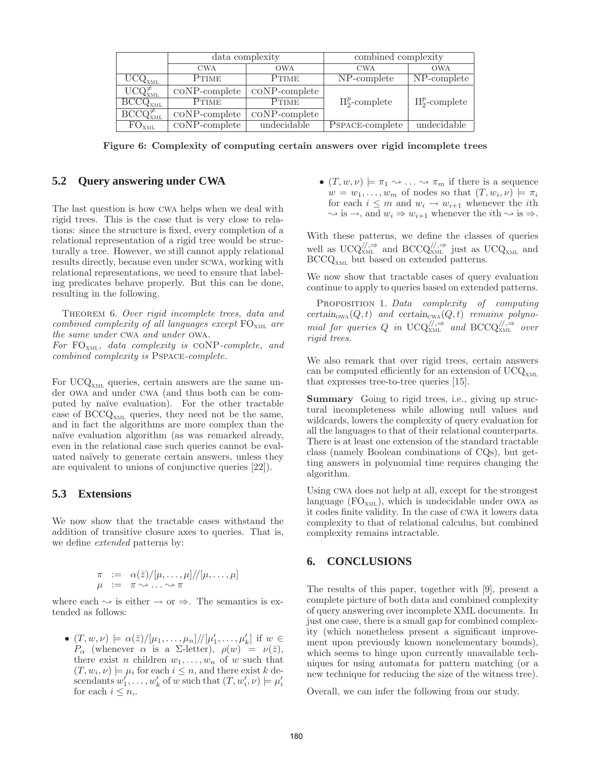| | data complexity | | combined complexity | |
|---|---|---|---|---|
| | CWA | OWA | CWA | OWA |
| $\mathrm{UCQ}_{\mathrm{XML}}$ | PTIME | PTIME | NP-complete | NP-complete |
| $\mathrm{UCQ}^{\neq}_{\mathrm{XML}}$ | coNP-complete | coNP-complete | $\Pi_2^p$-complete | $\Pi_2^p$-complete |
| $\mathrm{BCCQ}_{\mathrm{XML}}$ | PTIME | PTIME | $\Pi_2^p$-complete | $\Pi_2^p$-complete |
| $\mathrm{BCCQ}^{\neq}_{\mathrm{XML}}$ | coNP-complete | coNP-complete | $\Pi_2^p$-complete | $\Pi_2^p$-complete |
| $\mathrm{FO}_{\mathrm{XML}}$ | coNP-complete | undecidable | PSPACE-complete | undecidable |

**Figure 6: Complexity of computing certain answers over rigid incomplete trees**

## 5.2 Query answering under CWA

The last question is how CWA helps when we deal with rigid trees. This is the case that is very close to relations: since the structure is fixed, every completion of a relational representation of a rigid tree would be structurally a tree. However, we still cannot apply relational results directly, because even under SCWA, working with relational representations, we need to ensure that labeling predicates behave properly. But this can be done, resulting in the following.

THEOREM 6. *Over rigid incomplete trees, data and combined complexity of all languages except* $\mathrm{FO}_{\mathrm{XML}}$ *are the same under* CWA *and under* OWA.
*For* $\mathrm{FO}_{\mathrm{XML}}$*, data complexity is* coNP*-complete, and combined complexity is* PSPACE*-complete.*

For $\mathrm{UCQ}_{\mathrm{XML}}$ queries, certain answers are the same under OWA and under CWA (and thus both can be computed by naïve evaluation). For the other tractable case of $\mathrm{BCCQ}_{\mathrm{XML}}$ queries, they need not be the same, and in fact the algorithms are more complex than the naïve evaluation algorithm (as was remarked already, even in the relational case such queries cannot be evaluated naïvely to generate certain answers, unless they are equivalent to unions of conjunctive queries [22]).

## 5.3 Extensions

We now show that the tractable cases withstand the addition of transitive closure axes to queries. That is, we define *extended* patterns by:

$$
\begin{aligned}
\pi &:= \alpha(\bar{z})/[\mu, \ldots, \mu]//[\mu, \ldots, \mu] \\
\mu &:= \pi \rightsquigarrow \ldots \rightsquigarrow \pi
\end{aligned}
$$

where each $\rightsquigarrow$ is either $\rightarrow$ or $\Rightarrow$. The semantics is extended as follows:

- $(T, w, \nu) \models \alpha(\bar{z})/[\mu_1, \ldots, \mu_n]//[\mu'_1, \ldots, \mu'_k]$ if $w \in P_\alpha$ (whenever $\alpha$ is a $\Sigma$-letter), $\rho(w) = \nu(\bar{z})$, there exist $n$ children $w_1, \ldots, w_n$ of $w$ such that $(T, w_i, \nu) \models \mu_i$ for each $i \leq n$, and there exist $k$ descendants $w'_1, \ldots, w'_k$ of $w$ such that $(T, w'_i, \nu) \models \mu'_i$ for each $i \leq n$,.
- $(T, w, \nu) \models \pi_1 \rightsquigarrow \ldots \rightsquigarrow \pi_m$ if there is a sequence $w = w_1, \ldots, w_m$ of nodes so that $(T, w_i, \nu) \models \pi_i$ for each $i \leq m$ and $w_i \rightarrow w_{i+1}$ whenever the $i$th $\rightsquigarrow$ is $\rightarrow$, and $w_i \Rightarrow w_{i+1}$ whenever the $i$th $\rightsquigarrow$ is $\Rightarrow$.

With these patterns, we define the classes of queries well as $\mathrm{UCQ}^{//,\Rightarrow}_{\mathrm{XML}}$ and $\mathrm{BCCQ}^{//,\Rightarrow}_{\mathrm{XML}}$ just as $\mathrm{UCQ}_{\mathrm{XML}}$ and $\mathrm{BCCQ}_{\mathrm{XML}}$ but based on extended patterns.

We now show that tractable cases of query evaluation continue to apply to queries based on extended patterns.

PROPOSITION 1. *Data complexity of computing* $\mathit{certain}_{\mathrm{OWA}}(Q, t)$ *and* $\mathit{certain}_{\mathrm{CWA}}(Q, t)$ *remains polynomial for queries* $Q$ *in* $\mathrm{UCQ}^{//,\Rightarrow}_{\mathrm{XML}}$ *and* $\mathrm{BCCQ}^{//,\Rightarrow}_{\mathrm{XML}}$ *over rigid trees.*

We also remark that over rigid trees, certain answers can be computed efficiently for an extension of $\mathrm{UCQ}_{\mathrm{XML}}$ that expresses tree-to-tree queries [15].

**Summary** Going to rigid trees, i.e., giving up structural incompleteness while allowing null values and wildcards, lowers the complexity of query evaluation for all the languages to that of their relational counterparts. There is at least one extension of the standard tractable class (namely Boolean combinations of CQs), but getting answers in polynomial time requires changing the algorithm.

Using CWA does not help at all, except for the strongest language ($\mathrm{FO}_{\mathrm{XML}}$), which is undecidable under OWA as it codes finite validity. In the case of CWA it lowers data complexity to that of relational calculus, but combined complexity remains intractable.

## 6. CONCLUSIONS

The results of this paper, together with [9], present a complete picture of both data and combined complexity of query answering over incomplete XML documents. In just one case, there is a small gap for combined complexity (which nonetheless present a significant improvement upon previously known nonelementary bounds), which seems to hinge upon currently unavailable techniques for using automata for pattern matching (or a new technique for reducing the size of the witness tree).

Overall, we can infer the following from our study.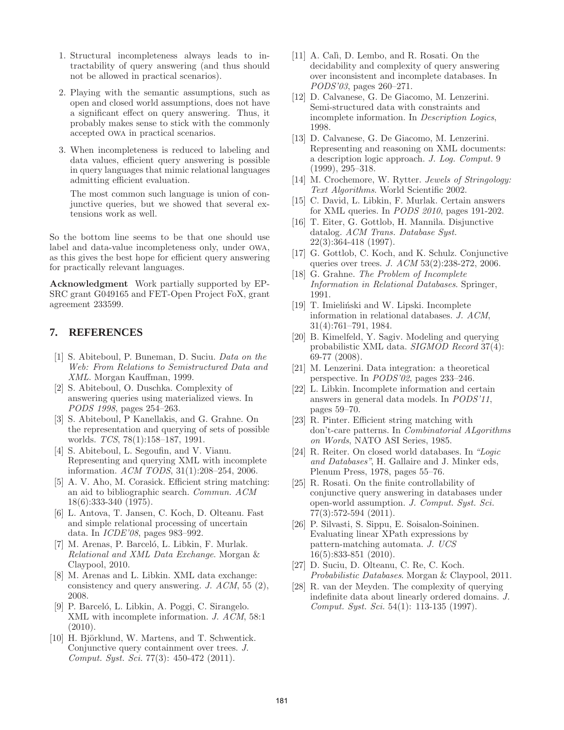1. Structural incompleteness always leads to intractability of query answering (and thus should not be allowed in practical scenarios).

2. Playing with the semantic assumptions, such as open and closed world assumptions, does not have a significant effect on query answering. Thus, it probably makes sense to stick with the commonly accepted OWA in practical scenarios.

3. When incompleteness is reduced to labeling and data values, efficient query answering is possible in query languages that mimic relational languages admitting efficient evaluation.

   The most common such language is union of conjunctive queries, but we showed that several extensions work as well.

So the bottom line seems to be that one should use label and data-value incompleteness only, under OWA, as this gives the best hope for efficient query answering for practically relevant languages.

**Acknowledgment** Work partially supported by EPSRC grant G049165 and FET-Open Project FoX, grant agreement 233599.

## 7. REFERENCES

[1] S. Abiteboul, P. Buneman, D. Suciu. *Data on the Web: From Relations to Semistructured Data and XML*. Morgan Kauffman, 1999.

[2] S. Abiteboul, O. Duschka. Complexity of answering queries using materialized views. In *PODS 1998*, pages 254–263.

[3] S. Abiteboul, P Kanellakis, and G. Grahne. On the representation and querying of sets of possible worlds. *TCS*, 78(1):158–187, 1991.

[4] S. Abiteboul, L. Segoufin, and V. Vianu. Representing and querying XML with incomplete information. *ACM TODS*, 31(1):208–254, 2006.

[5] A. V. Aho, M. Corasick. Efficient string matching: an aid to bibliographic search. *Commun. ACM* 18(6):333-340 (1975).

[6] L. Antova, T. Jansen, C. Koch, D. Olteanu. Fast and simple relational processing of uncertain data. In *ICDE'08*, pages 983–992.

[7] M. Arenas, P. Barceló, L. Libkin, F. Murlak. *Relational and XML Data Exchange*. Morgan & Claypool, 2010.

[8] M. Arenas and L. Libkin. XML data exchange: consistency and query answering. *J. ACM*, 55 (2), 2008.

[9] P. Barceló, L. Libkin, A. Poggi, C. Sirangelo. XML with incomplete information. *J. ACM*, 58:1 (2010).

[10] H. Björklund, W. Martens, and T. Schwentick. Conjunctive query containment over trees. *J. Comput. Syst. Sci.* 77(3): 450-472 (2011).

[11] A. Calì, D. Lembo, and R. Rosati. On the decidability and complexity of query answering over inconsistent and incomplete databases. In *PODS'03*, pages 260–271.

[12] D. Calvanese, G. De Giacomo, M. Lenzerini. Semi-structured data with constraints and incomplete information. In *Description Logics*, 1998.

[13] D. Calvanese, G. De Giacomo, M. Lenzerini. Representing and reasoning on XML documents: a description logic approach. *J. Log. Comput.* 9 (1999), 295–318.

[14] M. Crochemore, W. Rytter. *Jewels of Stringology: Text Algorithms*. World Scientific 2002.

[15] C. David, L. Libkin, F. Murlak. Certain answers for XML queries. In *PODS 2010*, pages 191-202.

[16] T. Eiter, G. Gottlob, H. Mannila. Disjunctive datalog. *ACM Trans. Database Syst.* 22(3):364-418 (1997).

[17] G. Gottlob, C. Koch, and K. Schulz. Conjunctive queries over trees. *J. ACM* 53(2):238-272, 2006.

[18] G. Grahne. *The Problem of Incomplete Information in Relational Databases*. Springer, 1991.

[19] T. Imieliński and W. Lipski. Incomplete information in relational databases. *J. ACM*, 31(4):761–791, 1984.

[20] B. Kimelfeld, Y. Sagiv. Modeling and querying probabilistic XML data. *SIGMOD Record* 37(4): 69-77 (2008).

[21] M. Lenzerini. Data integration: a theoretical perspective. In *PODS'02*, pages 233–246.

[22] L. Libkin. Incomplete information and certain answers in general data models. In *PODS'11*, pages 59–70.

[23] R. Pinter. Efficient string matching with don't-care patterns. In *Combinatorial ALgorithms on Words*, NATO ASI Series, 1985.

[24] R. Reiter. On closed world databases. In *"Logic and Databases"*, H. Gallaire and J. Minker eds, Plenum Press, 1978, pages 55–76.

[25] R. Rosati. On the finite controllability of conjunctive query answering in databases under open-world assumption. *J. Comput. Syst. Sci.* 77(3):572-594 (2011).

[26] P. Silvasti, S. Sippu, E. Soisalon-Soininen. Evaluating linear XPath expressions by pattern-matching automata. *J. UCS* 16(5):833-851 (2010).

[27] D. Suciu, D. Olteanu, C. Re, C. Koch. *Probabilistic Databases*. Morgan & Claypool, 2011.

[28] R. van der Meyden. The complexity of querying indefinite data about linearly ordered domains. *J. Comput. Syst. Sci.* 54(1): 113-135 (1997).